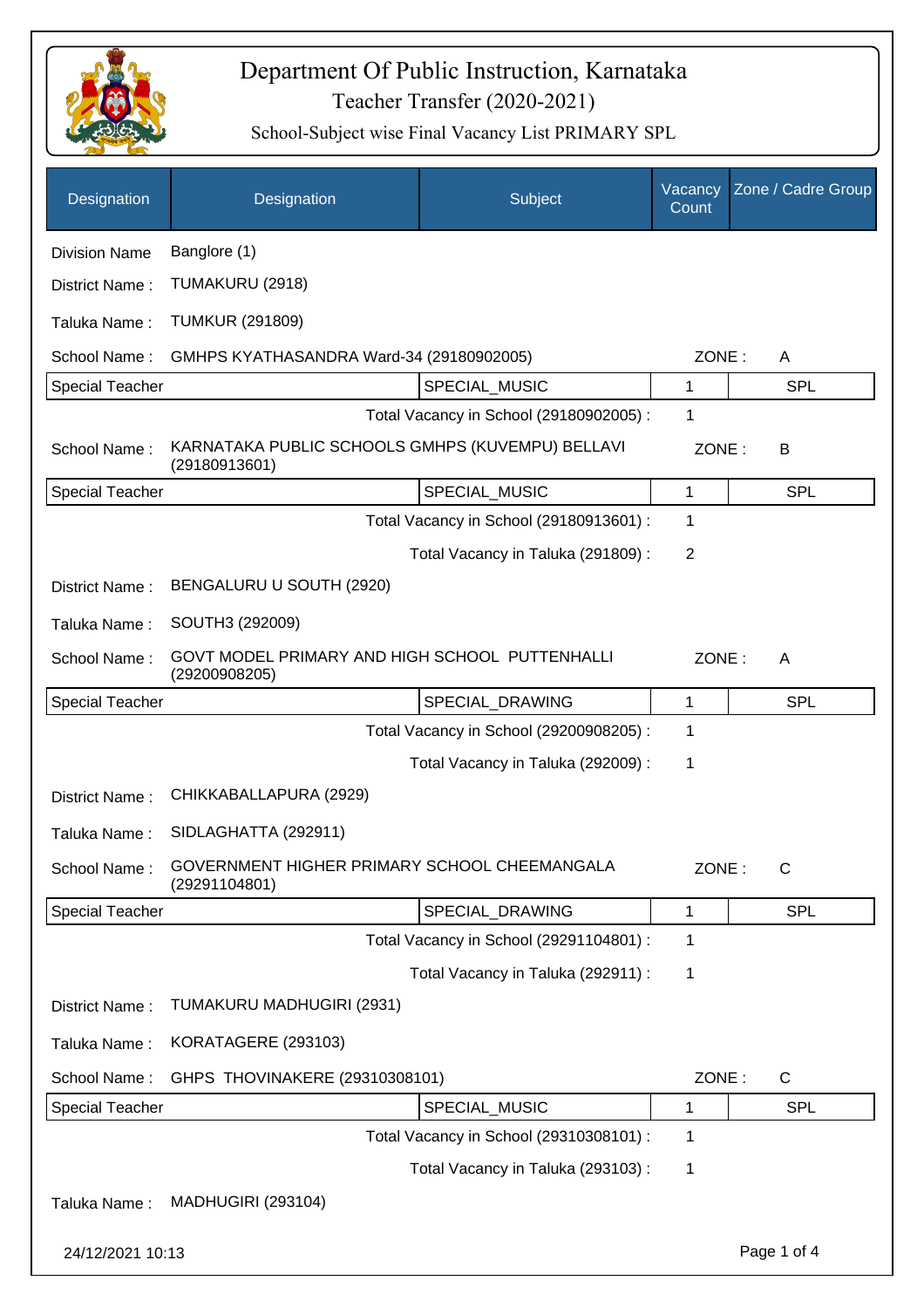# Department Of Public Instruction, Karnataka

## Teacher Transfer (2020-2021)

### School-Subject wise Final Vacancy List PRIMARY SPL

| Designation | Designation | Subject | Vacancy Count | Zone / Cadre Group |
|---|---|---|---|---|
| Division Name | Banglore (1) | | | |
| District Name : | TUMAKURU (2918) | | | |
| Taluka Name : | TUMKUR (291809) | | | |
| School Name : | GMHPS KYATHASANDRA Ward-34 (29180902005) | | ZONE : | A |
| Special Teacher | | SPECIAL_MUSIC | 1 | SPL |
| | | Total Vacancy in School (29180902005) : | 1 | |
| School Name : | KARNATAKA PUBLIC SCHOOLS GMHPS (KUVEMPU) BELLAVI (29180913601) | | ZONE : | B |
| Special Teacher | | SPECIAL_MUSIC | 1 | SPL |
| | | Total Vacancy in School (29180913601) : | 1 | |
| | | Total Vacancy in Taluka (291809) : | 2 | |
| District Name : | BENGALURU U SOUTH (2920) | | | |
| Taluka Name : | SOUTH3 (292009) | | | |
| School Name : | GOVT MODEL PRIMARY AND HIGH SCHOOL PUTTENHALLI (29200908205) | | ZONE : | A |
| Special Teacher | | SPECIAL_DRAWING | 1 | SPL |
| | | Total Vacancy in School (29200908205) : | 1 | |
| | | Total Vacancy in Taluka (292009) : | 1 | |
| District Name : | CHIKKABALLAPURA (2929) | | | |
| Taluka Name : | SIDLAGHATTA (292911) | | | |
| School Name : | GOVERNMENT HIGHER PRIMARY SCHOOL CHEEMANGALA (29291104801) | | ZONE : | C |
| Special Teacher | | SPECIAL_DRAWING | 1 | SPL |
| | | Total Vacancy in School (29291104801) : | 1 | |
| | | Total Vacancy in Taluka (292911) : | 1 | |
| District Name : | TUMAKURU MADHUGIRI (2931) | | | |
| Taluka Name : | KORATAGERE (293103) | | | |
| School Name : | GHPS THOVINAKERE (29310308101) | | ZONE : | C |
| Special Teacher | | SPECIAL_MUSIC | 1 | SPL |
| | | Total Vacancy in School (29310308101) : | 1 | |
| | | Total Vacancy in Taluka (293103) : | 1 | |
| Taluka Name : | MADHUGIRI (293104) | | | |

24/12/2021 10:13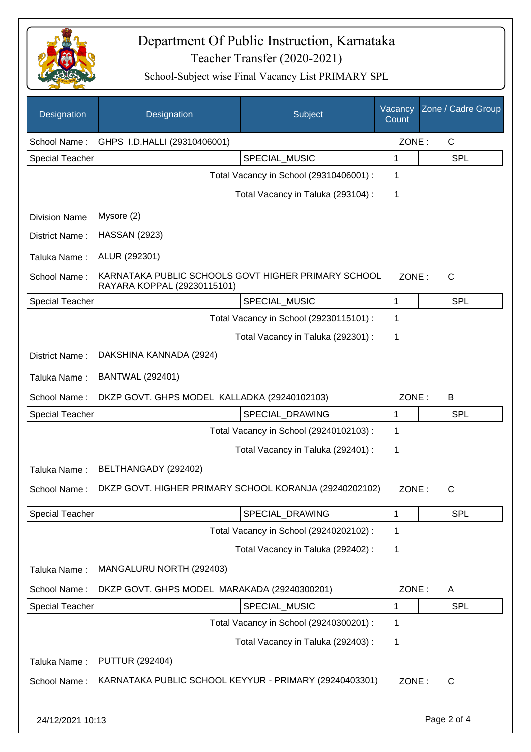# Department Of Public Instruction, Karnataka

## Teacher Transfer (2020-2021)

### School-Subject wise Final Vacancy List PRIMARY SPL

| Designation | Designation | Subject | Vacancy Count | Zone / Cadre Group |
|---|---|---|---|---|

School Name : GHPS I.D.HALLI (29310406001) ZONE : C

| Special Teacher | | SPECIAL_MUSIC | 1 | SPL |
|---|---|---|---|---|

Total Vacancy in School (29310406001) : 1

Total Vacancy in Taluka (293104) : 1

Division Name Mysore (2)

District Name : HASSAN (2923)

Taluka Name : ALUR (292301)

School Name : KARNATAKA PUBLIC SCHOOLS GOVT HIGHER PRIMARY SCHOOL RAYARA KOPPAL (29230115101) ZONE : C

| Special Teacher | | SPECIAL_MUSIC | 1 | SPL |
|---|---|---|---|---|

Total Vacancy in School (29230115101) : 1

Total Vacancy in Taluka (292301) : 1

District Name : DAKSHINA KANNADA (2924)

Taluka Name : BANTWAL (292401)

School Name : DKZP GOVT. GHPS MODEL KALLADKA (29240102103) ZONE : B

| Special Teacher | | SPECIAL_DRAWING | 1 | SPL |
|---|---|---|---|---|

Total Vacancy in School (29240102103) : 1

Total Vacancy in Taluka (292401) : 1

Taluka Name : BELTHANGADY (292402)

School Name : DKZP GOVT. HIGHER PRIMARY SCHOOL KORANJA (29240202102) ZONE : C

| Special Teacher | | SPECIAL_DRAWING | 1 | SPL |
|---|---|---|---|---|

Total Vacancy in School (29240202102) : 1

Total Vacancy in Taluka (292402) : 1

Taluka Name : MANGALURU NORTH (292403)

School Name : DKZP GOVT. GHPS MODEL MARAKADA (29240300201) ZONE : A

| Special Teacher | | SPECIAL_MUSIC | 1 | SPL |
|---|---|---|---|---|

Total Vacancy in School (29240300201) : 1

Total Vacancy in Taluka (292403) : 1

Taluka Name : PUTTUR (292404)

School Name : KARNATAKA PUBLIC SCHOOL KEYYUR - PRIMARY (29240403301) ZONE : C

24/12/2021 10:13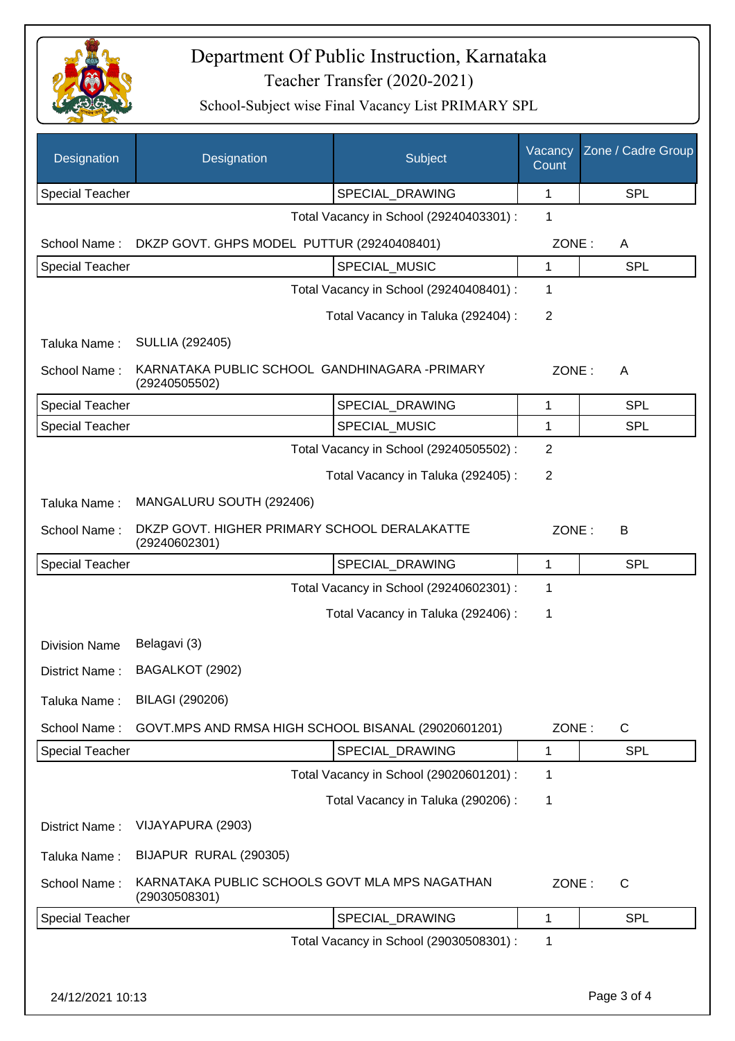# Department Of Public Instruction, Karnataka

## Teacher Transfer (2020-2021)

### School-Subject wise Final Vacancy List PRIMARY SPL

| Designation | Designation | Subject | Vacancy Count | Zone / Cadre Group |
|---|---|---|---|---|
| Special Teacher | | SPECIAL_DRAWING | 1 | SPL |

Total Vacancy in School (29240403301) : 1

School Name : DKZP GOVT. GHPS MODEL PUTTUR (29240408401) ZONE : A

| Designation | Subject | Vacancy Count | Zone / Cadre Group |
|---|---|---|---|
| Special Teacher | SPECIAL_MUSIC | 1 | SPL |

Total Vacancy in School (29240408401) : 1

Total Vacancy in Taluka (292404) : 2

Taluka Name : SULLIA (292405)

School Name : KARNATAKA PUBLIC SCHOOL GANDHINAGARA -PRIMARY (29240505502) ZONE : A

| Designation | Subject | Vacancy Count | Zone / Cadre Group |
|---|---|---|---|
| Special Teacher | SPECIAL_DRAWING | 1 | SPL |
| Special Teacher | SPECIAL_MUSIC | 1 | SPL |

Total Vacancy in School (29240505502) : 2

Total Vacancy in Taluka (292405) : 2

Taluka Name : MANGALURU SOUTH (292406)

School Name : DKZP GOVT. HIGHER PRIMARY SCHOOL DERALAKATTE (29240602301) ZONE : B

| Designation | Subject | Vacancy Count | Zone / Cadre Group |
|---|---|---|---|
| Special Teacher | SPECIAL_DRAWING | 1 | SPL |

Total Vacancy in School (29240602301) : 1

Total Vacancy in Taluka (292406) : 1

Division Name Belagavi (3)

District Name : BAGALKOT (2902)

Taluka Name : BILAGI (290206)

School Name : GOVT.MPS AND RMSA HIGH SCHOOL BISANAL (29020601201) ZONE : C

| Designation | Subject | Vacancy Count | Zone / Cadre Group |
|---|---|---|---|
| Special Teacher | SPECIAL_DRAWING | 1 | SPL |

Total Vacancy in School (29020601201) : 1

Total Vacancy in Taluka (290206) : 1

District Name : VIJAYAPURA (2903)

Taluka Name : BIJAPUR RURAL (290305)

School Name : KARNATAKA PUBLIC SCHOOLS GOVT MLA MPS NAGATHAN (29030508301) ZONE : C

| Designation | Subject | Vacancy Count | Zone / Cadre Group |
|---|---|---|---|
| Special Teacher | SPECIAL_DRAWING | 1 | SPL |

Total Vacancy in School (29030508301) : 1

24/12/2021 10:13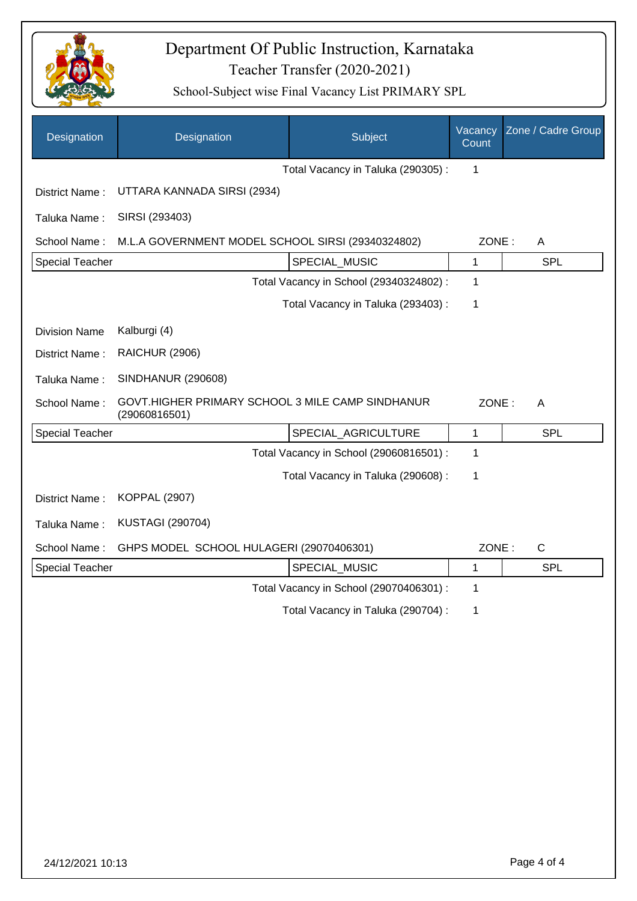# Department Of Public Instruction, Karnataka

## Teacher Transfer (2020-2021)

### School-Subject wise Final Vacancy List PRIMARY SPL

| Designation | Designation | Subject | Vacancy Count | Zone / Cadre Group |
|---|---|---|---|---|
| | | Total Vacancy in Taluka (290305) : | 1 | |
| District Name : | UTTARA KANNADA SIRSI (2934) | | | |
| Taluka Name : | SIRSI (293403) | | | |
| School Name : | M.L.A GOVERNMENT MODEL SCHOOL SIRSI (29340324802) | | ZONE : | A |
| Special Teacher | | SPECIAL_MUSIC | 1 | SPL |
| | | Total Vacancy in School (29340324802) : | 1 | |
| | | Total Vacancy in Taluka (293403) : | 1 | |
| Division Name | Kalburgi (4) | | | |
| District Name : | RAICHUR (2906) | | | |
| Taluka Name : | SINDHANUR (290608) | | | |
| School Name : | GOVT.HIGHER PRIMARY SCHOOL 3 MILE CAMP SINDHANUR (29060816501) | | ZONE : | A |
| Special Teacher | | SPECIAL_AGRICULTURE | 1 | SPL |
| | | Total Vacancy in School (29060816501) : | 1 | |
| | | Total Vacancy in Taluka (290608) : | 1 | |
| District Name : | KOPPAL (2907) | | | |
| Taluka Name : | KUSTAGI (290704) | | | |
| School Name : | GHPS MODEL SCHOOL HULAGERI (29070406301) | | ZONE : | C |
| Special Teacher | | SPECIAL_MUSIC | 1 | SPL |
| | | Total Vacancy in School (29070406301) : | 1 | |
| | | Total Vacancy in Taluka (290704) : | 1 | |

24/12/2021 10:13